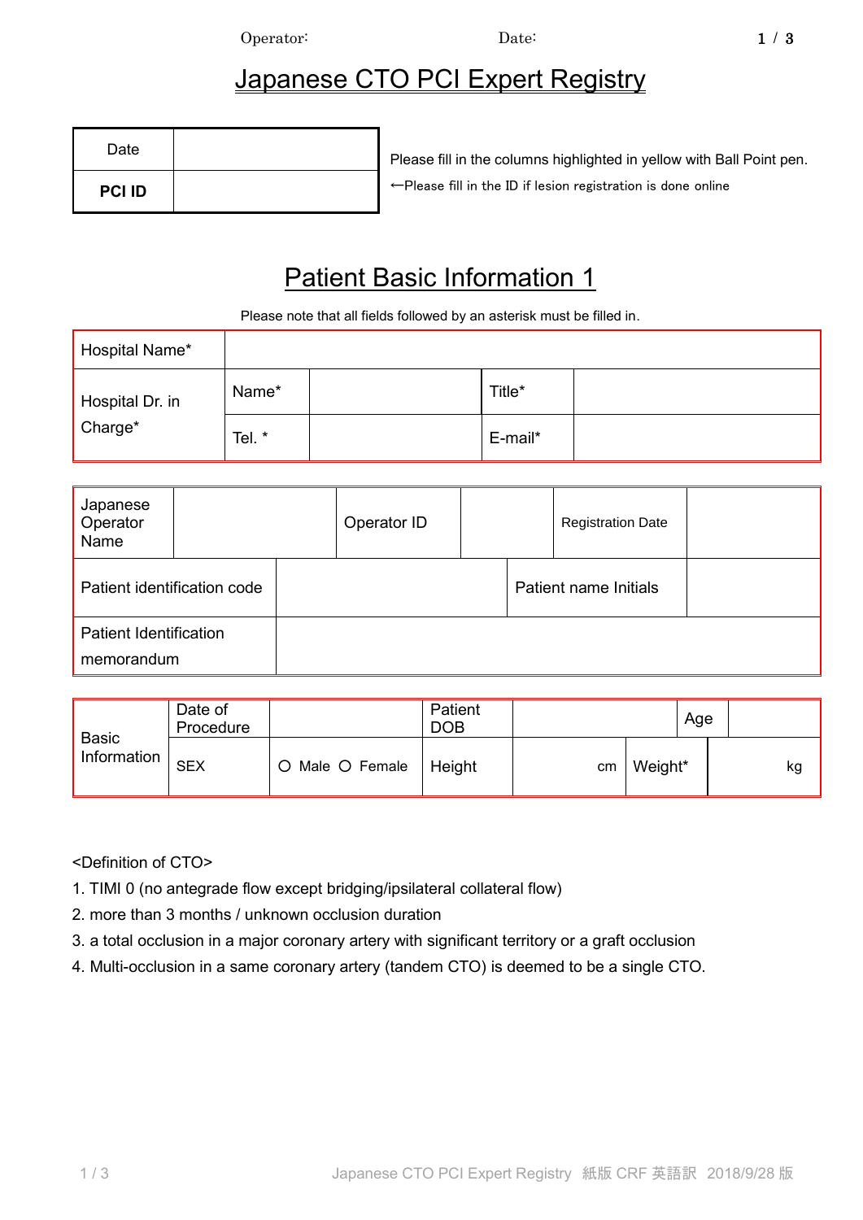Operator: Date:

# Japanese CTO PCI Expert Registry

| Date | |
|---|---|
| **PCI ID** | |

Please fill in the columns highlighted in yellow with Ball Point pen.

←Please fill in the ID if lesion registration is done online

## Patient Basic Information 1

Please note that all fields followed by an asterisk must be filled in.

| Hospital Name* | | | | |
|---|---|---|---|---|
| Hospital Dr. in Charge* | Name* | | Title* | |
| | Tel. * | | E-mail* | |

| Japanese Operator Name | | Operator ID | | Registration Date | |
|---|---|---|---|---|---|
| Patient identification code | | Patient name Initials | | | |
| Patient Identification memorandum | | | | | |

| Basic Information | Date of Procedure | | Patient DOB | | Age | |
|---|---|---|---|---|---|---|
| | SEX | O Male O Female | Height | cm | Weight* | kg |

<Definition of CTO>

1. TIMI 0 (no antegrade flow except bridging/ipsilateral collateral flow)
2. more than 3 months / unknown occlusion duration
3. a total occlusion in a major coronary artery with significant territory or a graft occlusion
4. Multi-occlusion in a same coronary artery (tandem CTO) is deemed to be a single CTO.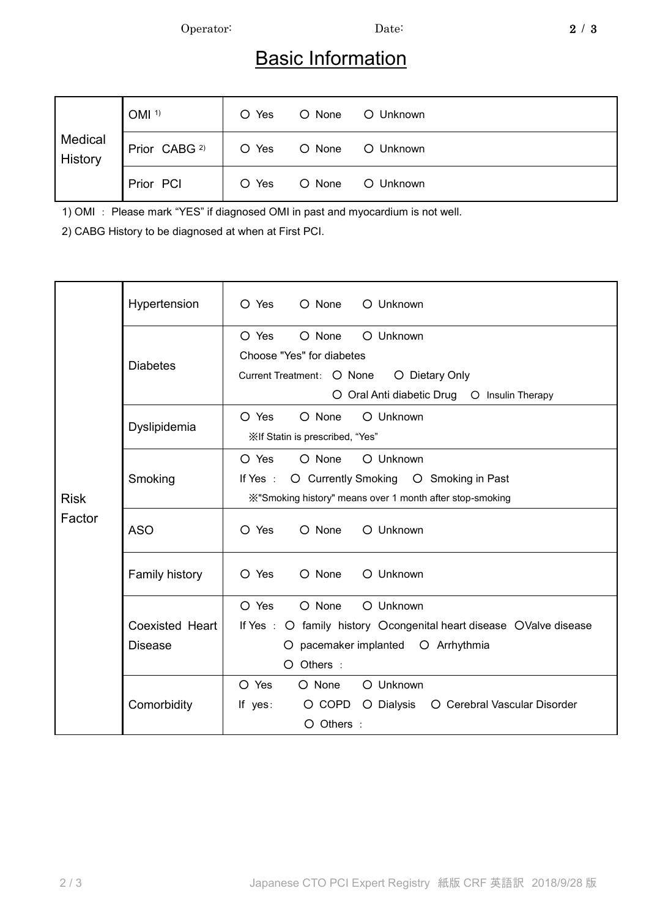Operator:　　　　　　　　　　Date:

# Basic Information

| | | |
|---|---|---|
| Medical History | OMI [1] | ○ Yes　○ None　○ Unknown |
| | Prior CABG [2] | ○ Yes　○ None　○ Unknown |
| | Prior PCI | ○ Yes　○ None　○ Unknown |

1) OMI ： Please mark “YES” if diagnosed OMI in past and myocardium is not well.

2) CABG History to be diagnosed at when at First PCI.

| | | |
|---|---|---|
| Risk Factor | Hypertension | ○ Yes　○ None　○ Unknown |
| | Diabetes | ○ Yes　○ None　○ Unknown<br>Choose "Yes" for diabetes<br>Current Treatment: ○ None　○ Dietary Only<br>○ Oral Anti diabetic Drug　○ Insulin Therapy |
| | Dyslipidemia | ○ Yes　○ None　○ Unknown<br>※If Statin is prescribed, “Yes” |
| | Smoking | ○ Yes　○ None　○ Unknown<br>If Yes ： ○ Currently Smoking　○ Smoking in Past<br>※"Smoking history" means over 1 month after stop-smoking |
| | ASO | ○ Yes　○ None　○ Unknown |
| | Family history | ○ Yes　○ None　○ Unknown |
| | Coexisted Heart Disease | ○ Yes　○ None　○ Unknown<br>If Yes ： ○ family history ○congenital heart disease ○Valve disease<br>○ pacemaker implanted　○ Arrhythmia<br>○ Others ： |
| | Comorbidity | ○ Yes　○ None　○ Unknown<br>If yes: ○ COPD　○ Dialysis　○ Cerebral Vascular Disorder<br>○ Others ： |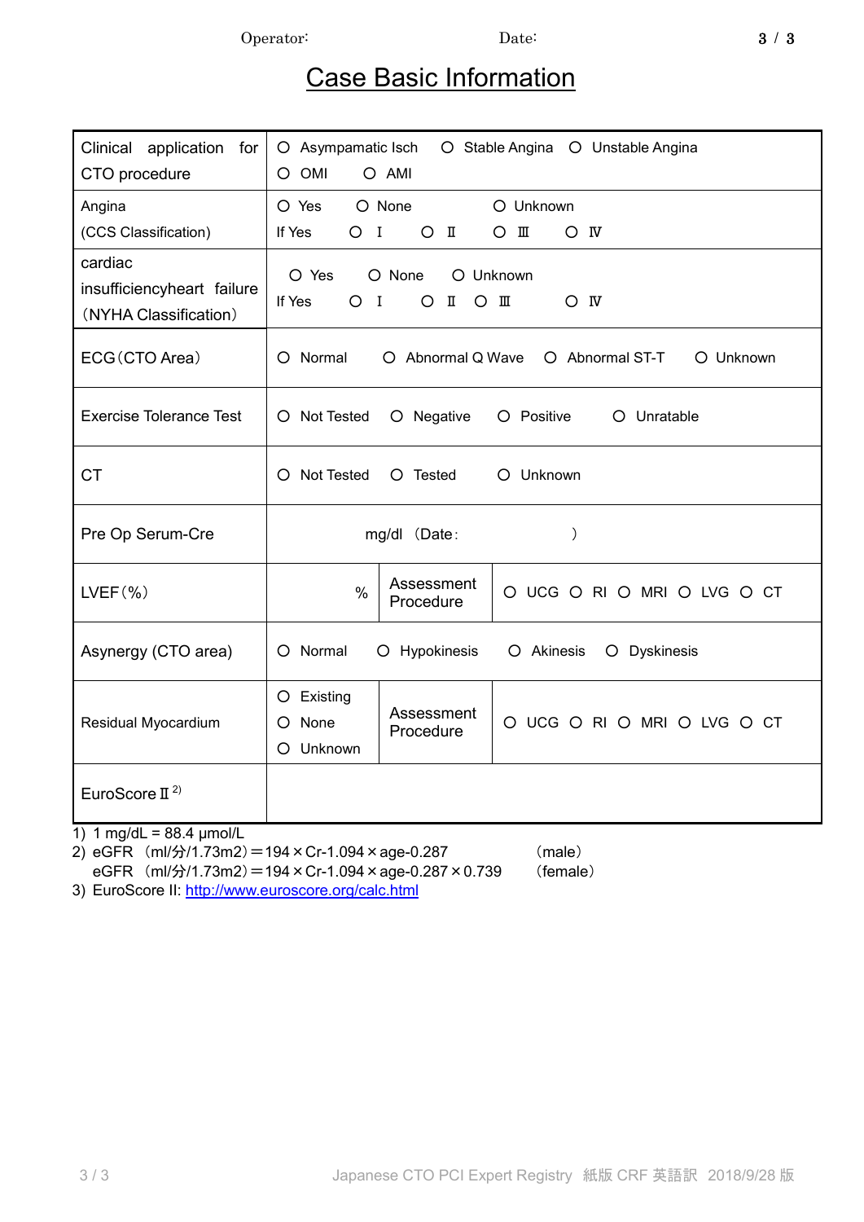Operator: Date:

# Case Basic Information

| | | | |
|---|---|---|---|
| Clinical application for CTO procedure | O Asympamatic Isch O Stable Angina O Unstable Angina<br>O OMI O AMI | | |
| Angina (CCS Classification) | O Yes O None O Unknown<br>If Yes O Ⅰ O Ⅱ O Ⅲ O Ⅳ | | |
| cardiac insufficiencyheart failure (NYHA Classification) | O Yes O None O Unknown<br>If Yes O Ⅰ O Ⅱ O Ⅲ O Ⅳ | | |
| ECG（CTO Area） | O Normal O Abnormal Q Wave O Abnormal ST-T O Unknown | | |
| Exercise Tolerance Test | O Not Tested O Negative O Positive O Unratable | | |
| CT | O Not Tested O Tested O Unknown | | |
| Pre Op Serum-Cre | mg/dl（Date: ） | | |
| LVEF（%） | % | Assessment Procedure | O UCG O RI O MRI O LVG O CT |
| Asynergy (CTO area) | O Normal O Hypokinesis O Akinesis O Dyskinesis | | |
| Residual Myocardium | O Existing<br>O None<br>O Unknown | Assessment Procedure | O UCG O RI O MRI O LVG O CT |
| EuroScoreⅡ[2)] | | | |

1) 1 mg/dL = 88.4 μmol/L
2) eGFR（ml/分/1.73m2）＝194 × Cr-1.094 × age-0.287 （male）
   eGFR（ml/分/1.73m2）＝194 × Cr-1.094 × age-0.287 × 0.739 （female）
3) EuroScore II: http://www.euroscore.org/calc.html